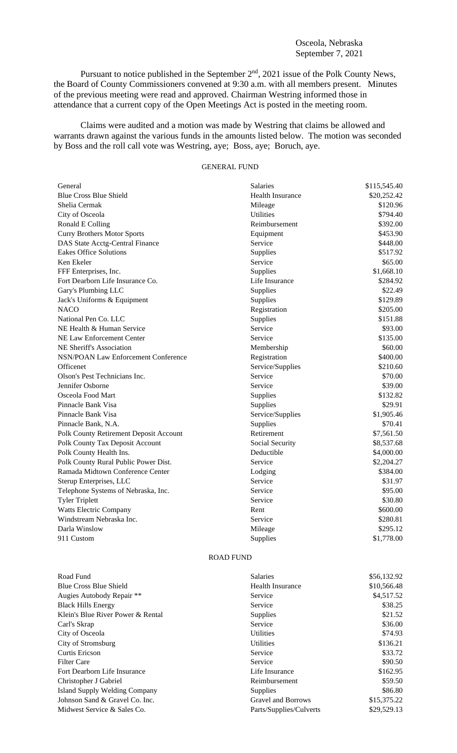Osceola, Nebraska
September 7, 2021

Pursuant to notice published in the September 2nd, 2021 issue of the Polk County News, the Board of County Commissioners convened at 9:30 a.m. with all members present. Minutes of the previous meeting were read and approved. Chairman Westring informed those in attendance that a current copy of the Open Meetings Act is posted in the meeting room.

Claims were audited and a motion was made by Westring that claims be allowed and warrants drawn against the various funds in the amounts listed below. The motion was seconded by Boss and the roll call vote was Westring, aye; Boss, aye; Boruch, aye.

## GENERAL FUND

| | | |
|---|---|---|
| General | Salaries | $115,545.40 |
| Blue Cross Blue Shield | Health Insurance | $20,252.42 |
| Shelia Cermak | Mileage | $120.96 |
| City of Osceola | Utilities | $794.40 |
| Ronald E Colling | Reimbursement | $392.00 |
| Curry Brothers Motor Sports | Equipment | $453.90 |
| DAS State Acctg-Central Finance | Service | $448.00 |
| Eakes Office Solutions | Supplies | $517.92 |
| Ken Ekeler | Service | $65.00 |
| FFF Enterprises, Inc. | Supplies | $1,668.10 |
| Fort Dearborn Life Insurance Co. | Life Insurance | $284.92 |
| Gary's Plumbing LLC | Supplies | $22.49 |
| Jack's Uniforms & Equipment | Supplies | $129.89 |
| NACO | Registration | $205.00 |
| National Pen Co. LLC | Supplies | $151.88 |
| NE Health & Human Service | Service | $93.00 |
| NE Law Enforcement Center | Service | $135.00 |
| NE Sheriff's Association | Membership | $60.00 |
| NSN/POAN Law Enforcement Conference | Registration | $400.00 |
| Officenet | Service/Supplies | $210.60 |
| Olson's Pest Technicians Inc. | Service | $70.00 |
| Jennifer Osborne | Service | $39.00 |
| Osceola Food Mart | Supplies | $132.82 |
| Pinnacle Bank Visa | Supplies | $29.91 |
| Pinnacle Bank Visa | Service/Supplies | $1,905.46 |
| Pinnacle Bank, N.A. | Supplies | $70.41 |
| Polk County Retirement Deposit Account | Retirement | $7,561.50 |
| Polk County Tax Deposit Account | Social Security | $8,537.68 |
| Polk County Health Ins. | Deductible | $4,000.00 |
| Polk County Rural Public Power Dist. | Service | $2,204.27 |
| Ramada Midtown Conference Center | Lodging | $384.00 |
| Sterup Enterprises, LLC | Service | $31.97 |
| Telephone Systems of Nebraska, Inc. | Service | $95.00 |
| Tyler Triplett | Service | $30.80 |
| Watts Electric Company | Rent | $600.00 |
| Windstream Nebraska Inc. | Service | $280.81 |
| Darla Winslow | Mileage | $295.12 |
| 911 Custom | Supplies | $1,778.00 |

## ROAD FUND

| | | |
|---|---|---|
| Road Fund | Salaries | $56,132.92 |
| Blue Cross Blue Shield | Health Insurance | $10,566.48 |
| Augies Autobody Repair ** | Service | $4,517.52 |
| Black Hills Energy | Service | $38.25 |
| Klein's Blue River Power & Rental | Supplies | $21.52 |
| Carl's Skrap | Service | $36.00 |
| City of Osceola | Utilities | $74.93 |
| City of Stromsburg | Utilities | $136.21 |
| Curtis Ericson | Service | $33.72 |
| Filter Care | Service | $90.50 |
| Fort Dearborn Life Insurance | Life Insurance | $162.95 |
| Christopher J Gabriel | Reimbursement | $59.50 |
| Island Supply Welding Company | Supplies | $86.80 |
| Johnson Sand & Gravel Co. Inc. | Gravel and Borrows | $15,375.22 |
| Midwest Service & Sales Co. | Parts/Supplies/Culverts | $29,529.13 |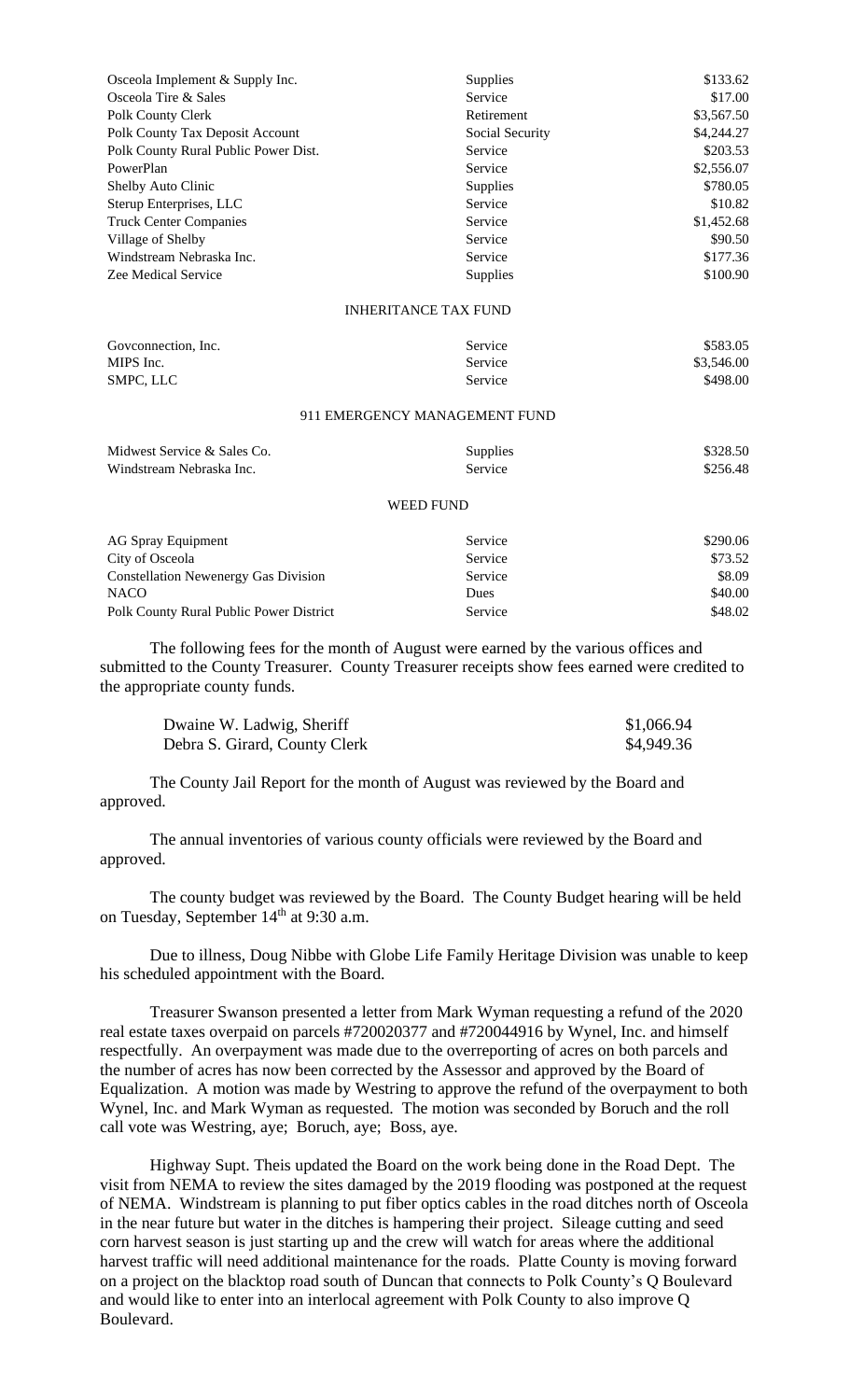| | | |
|---|---|---|
| Osceola Implement & Supply Inc. | Supplies | \$133.62 |
| Osceola Tire & Sales | Service | \$17.00 |
| Polk County Clerk | Retirement | \$3,567.50 |
| Polk County Tax Deposit Account | Social Security | \$4,244.27 |
| Polk County Rural Public Power Dist. | Service | \$203.53 |
| PowerPlan | Service | \$2,556.07 |
| Shelby Auto Clinic | Supplies | \$780.05 |
| Sterup Enterprises, LLC | Service | \$10.82 |
| Truck Center Companies | Service | \$1,452.68 |
| Village of Shelby | Service | \$90.50 |
| Windstream Nebraska Inc. | Service | \$177.36 |
| Zee Medical Service | Supplies | \$100.90 |

INHERITANCE TAX FUND

| | | |
|---|---|---|
| Govconnection, Inc. | Service | \$583.05 |
| MIPS Inc. | Service | \$3,546.00 |
| SMPC, LLC | Service | \$498.00 |

911 EMERGENCY MANAGEMENT FUND

| | | |
|---|---|---|
| Midwest Service & Sales Co. | Supplies | \$328.50 |
| Windstream Nebraska Inc. | Service | \$256.48 |

WEED FUND

| | | |
|---|---|---|
| AG Spray Equipment | Service | \$290.06 |
| City of Osceola | Service | \$73.52 |
| Constellation Newenergy Gas Division | Service | \$8.09 |
| NACO | Dues | \$40.00 |
| Polk County Rural Public Power District | Service | \$48.02 |

The following fees for the month of August were earned by the various offices and submitted to the County Treasurer. County Treasurer receipts show fees earned were credited to the appropriate county funds.

| | |
|---|---|
| Dwaine W. Ladwig, Sheriff | \$1,066.94 |
| Debra S. Girard, County Clerk | \$4,949.36 |

The County Jail Report for the month of August was reviewed by the Board and approved.

The annual inventories of various county officials were reviewed by the Board and approved.

The county budget was reviewed by the Board. The County Budget hearing will be held on Tuesday, September 14th at 9:30 a.m.

Due to illness, Doug Nibbe with Globe Life Family Heritage Division was unable to keep his scheduled appointment with the Board.

Treasurer Swanson presented a letter from Mark Wyman requesting a refund of the 2020 real estate taxes overpaid on parcels #720020377 and #720044916 by Wynel, Inc. and himself respectfully. An overpayment was made due to the overreporting of acres on both parcels and the number of acres has now been corrected by the Assessor and approved by the Board of Equalization. A motion was made by Westring to approve the refund of the overpayment to both Wynel, Inc. and Mark Wyman as requested. The motion was seconded by Boruch and the roll call vote was Westring, aye; Boruch, aye; Boss, aye.

Highway Supt. Theis updated the Board on the work being done in the Road Dept. The visit from NEMA to review the sites damaged by the 2019 flooding was postponed at the request of NEMA. Windstream is planning to put fiber optics cables in the road ditches north of Osceola in the near future but water in the ditches is hampering their project. Sileage cutting and seed corn harvest season is just starting up and the crew will watch for areas where the additional harvest traffic will need additional maintenance for the roads. Platte County is moving forward on a project on the blacktop road south of Duncan that connects to Polk County's Q Boulevard and would like to enter into an interlocal agreement with Polk County to also improve Q Boulevard.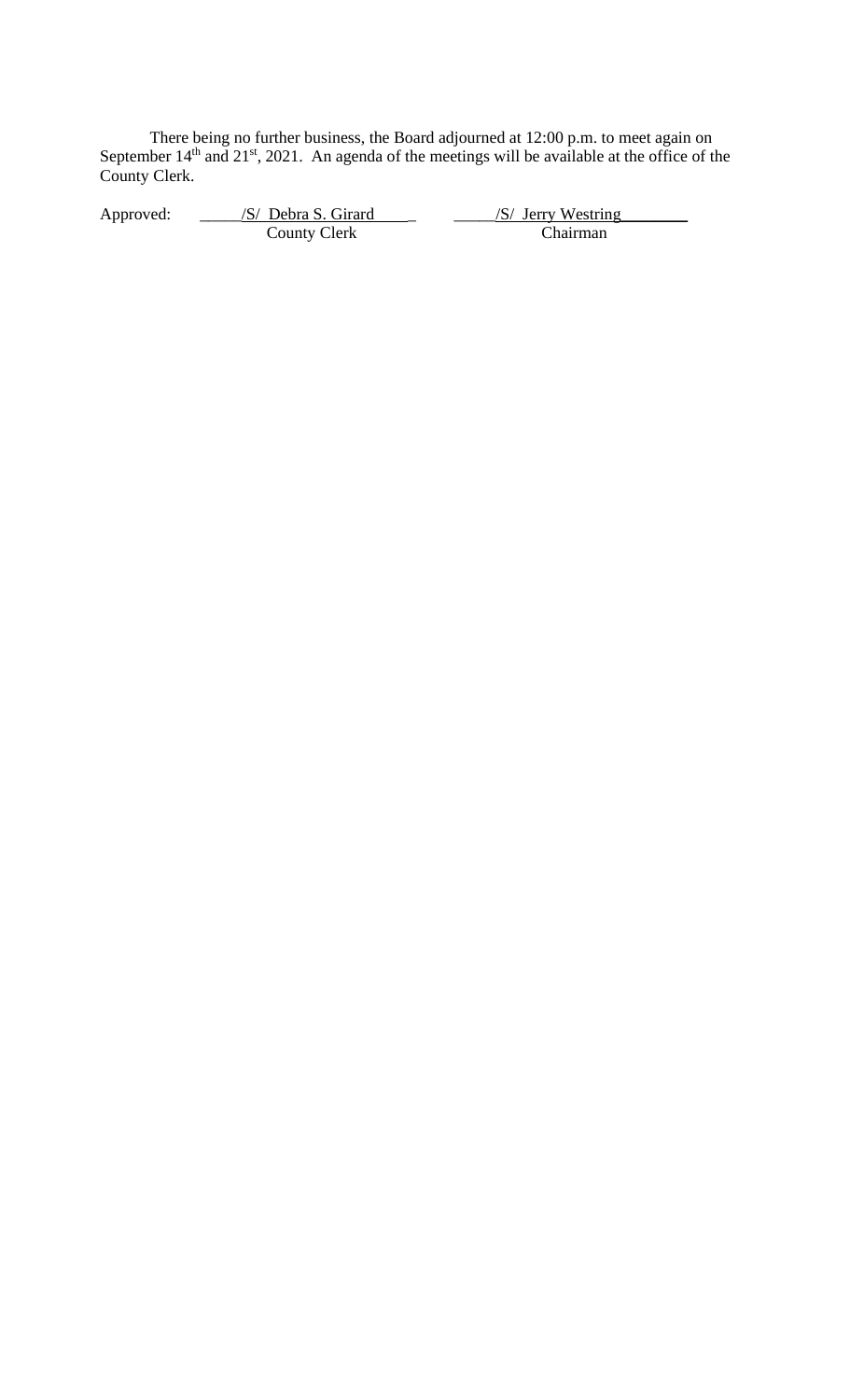There being no further business, the Board adjourned at 12:00 p.m. to meet again on September 14th and 21st, 2021. An agenda of the meetings will be available at the office of the County Clerk.

| | | |
|---|---|---|
| Approved: | /S/ Debra S. Girard | /S/ Jerry Westring |
| | County Clerk | Chairman |